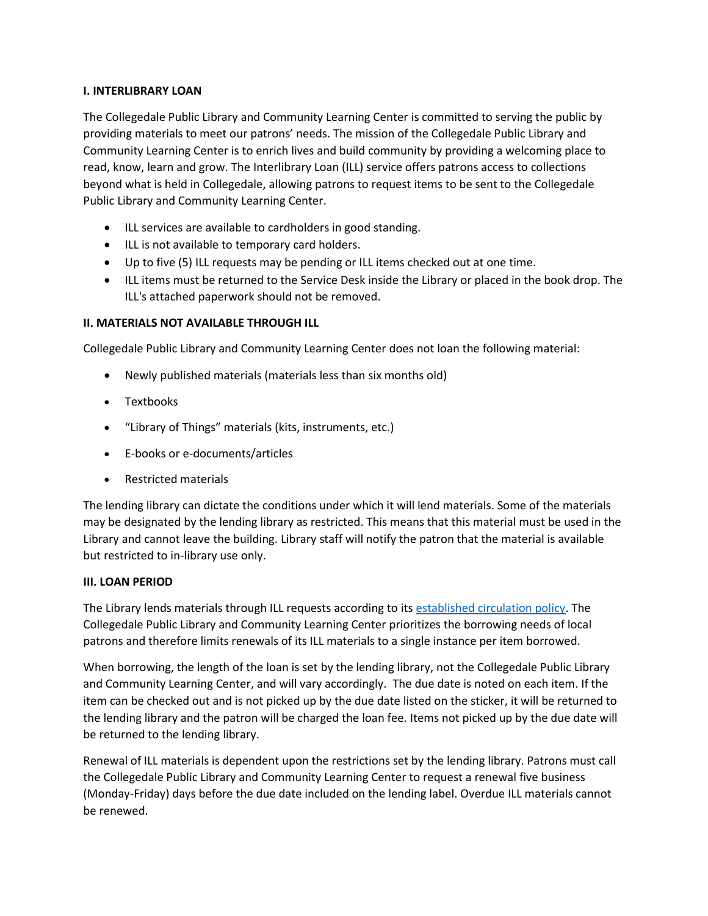**I. INTERLIBRARY LOAN**

The Collegedale Public Library and Community Learning Center is committed to serving the public by providing materials to meet our patrons' needs. The mission of the Collegedale Public Library and Community Learning Center is to enrich lives and build community by providing a welcoming place to read, know, learn and grow. The Interlibrary Loan (ILL) service offers patrons access to collections beyond what is held in Collegedale, allowing patrons to request items to be sent to the Collegedale Public Library and Community Learning Center.

- ILL services are available to cardholders in good standing.
- ILL is not available to temporary card holders.
- Up to five (5) ILL requests may be pending or ILL items checked out at one time.
- ILL items must be returned to the Service Desk inside the Library or placed in the book drop. The ILL's attached paperwork should not be removed.

**II. MATERIALS NOT AVAILABLE THROUGH ILL**

Collegedale Public Library and Community Learning Center does not loan the following material:

- Newly published materials (materials less than six months old)
- Textbooks
- "Library of Things" materials (kits, instruments, etc.)
- E-books or e-documents/articles
- Restricted materials

The lending library can dictate the conditions under which it will lend materials. Some of the materials may be designated by the lending library as restricted. This means that this material must be used in the Library and cannot leave the building. Library staff will notify the patron that the material is available but restricted to in-library use only.

**III. LOAN PERIOD**

The Library lends materials through ILL requests according to its [established circulation policy](). The Collegedale Public Library and Community Learning Center prioritizes the borrowing needs of local patrons and therefore limits renewals of its ILL materials to a single instance per item borrowed.

When borrowing, the length of the loan is set by the lending library, not the Collegedale Public Library and Community Learning Center, and will vary accordingly. The due date is noted on each item. If the item can be checked out and is not picked up by the due date listed on the sticker, it will be returned to the lending library and the patron will be charged the loan fee. Items not picked up by the due date will be returned to the lending library.

Renewal of ILL materials is dependent upon the restrictions set by the lending library. Patrons must call the Collegedale Public Library and Community Learning Center to request a renewal five business (Monday-Friday) days before the due date included on the lending label. Overdue ILL materials cannot be renewed.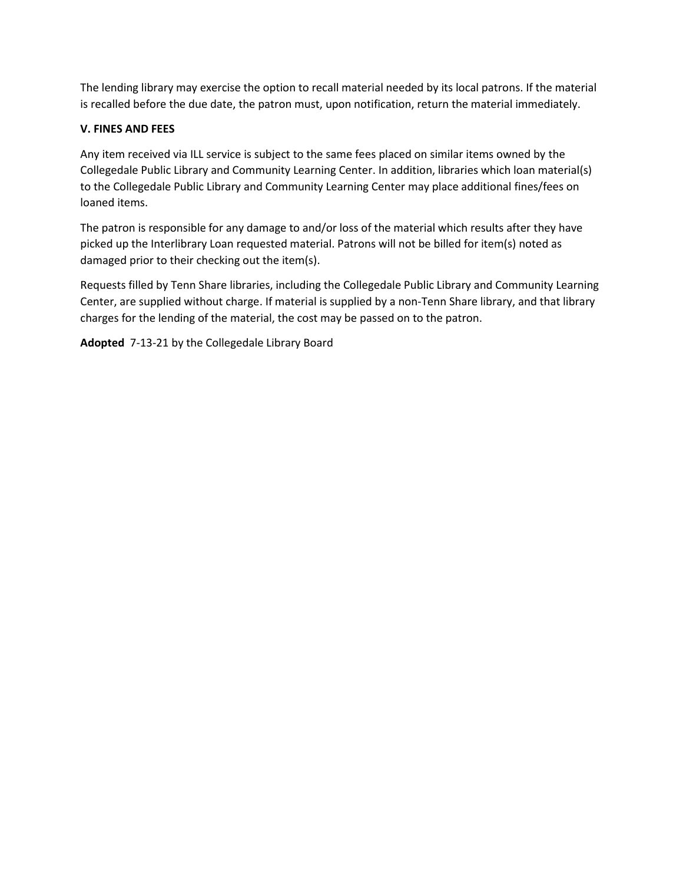The lending library may exercise the option to recall material needed by its local patrons. If the material is recalled before the due date, the patron must, upon notification, return the material immediately.

**V. FINES AND FEES**

Any item received via ILL service is subject to the same fees placed on similar items owned by the Collegedale Public Library and Community Learning Center. In addition, libraries which loan material(s) to the Collegedale Public Library and Community Learning Center may place additional fines/fees on loaned items.

The patron is responsible for any damage to and/or loss of the material which results after they have picked up the Interlibrary Loan requested material. Patrons will not be billed for item(s) noted as damaged prior to their checking out the item(s).

Requests filled by Tenn Share libraries, including the Collegedale Public Library and Community Learning Center, are supplied without charge. If material is supplied by a non-Tenn Share library, and that library charges for the lending of the material, the cost may be passed on to the patron.

**Adopted** 7-13-21 by the Collegedale Library Board